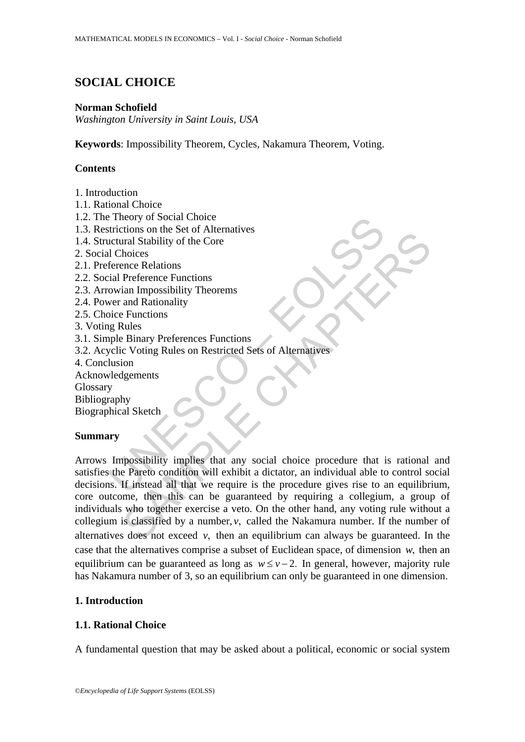# SOCIAL CHOICE

**Norman Schofield**
*Washington University in Saint Louis, USA*

**Keywords**: Impossibility Theorem, Cycles, Nakamura Theorem, Voting.

## Contents

1. Introduction
1.1. Rational Choice
1.2. The Theory of Social Choice
1.3. Restrictions on the Set of Alternatives
1.4. Structural Stability of the Core
2. Social Choices
2.1. Preference Relations
2.2. Social Preference Functions
2.3. Arrowian Impossibility Theorems
2.4. Power and Rationality
2.5. Choice Functions
3. Voting Rules
3.1. Simple Binary Preferences Functions
3.2. Acyclic Voting Rules on Restricted Sets of Alternatives
4. Conclusion
Acknowledgements
Glossary
Bibliography
Biographical Sketch

## Summary

Arrows Impossibility implies that any social choice procedure that is rational and satisfies the Pareto condition will exhibit a dictator, an individual able to control social decisions. If instead all that we require is the procedure gives rise to an equilibrium, core outcome, then this can be guaranteed by requiring a collegium, a group of individuals who together exercise a veto. On the other hand, any voting rule without a collegium is classified by a number, $v$, called the Nakamura number. If the number of alternatives does not exceed $v$, then an equilibrium can always be guaranteed. In the case that the alternatives comprise a subset of Euclidean space, of dimension $w$, then an equilibrium can be guaranteed as long as $w \leq v-2$. In general, however, majority rule has Nakamura number of 3, so an equilibrium can only be guaranteed in one dimension.

## 1. Introduction

### 1.1. Rational Choice

A fundamental question that may be asked about a political, economic or social system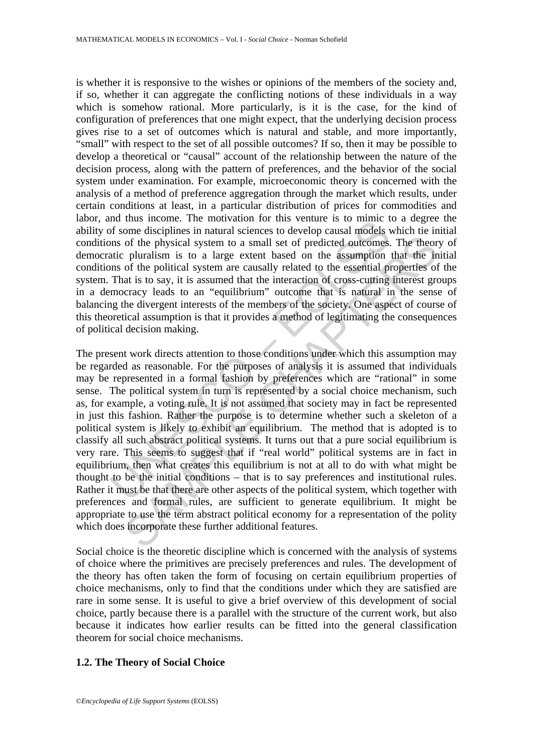is whether it is responsive to the wishes or opinions of the members of the society and, if so, whether it can aggregate the conflicting notions of these individuals in a way which is somehow rational. More particularly, is it is the case, for the kind of configuration of preferences that one might expect, that the underlying decision process gives rise to a set of outcomes which is natural and stable, and more importantly, "small" with respect to the set of all possible outcomes? If so, then it may be possible to develop a theoretical or "causal" account of the relationship between the nature of the decision process, along with the pattern of preferences, and the behavior of the social system under examination. For example, microeconomic theory is concerned with the analysis of a method of preference aggregation through the market which results, under certain conditions at least, in a particular distribution of prices for commodities and labor, and thus income. The motivation for this venture is to mimic to a degree the ability of some disciplines in natural sciences to develop causal models which tie initial conditions of the physical system to a small set of predicted outcomes. The theory of democratic pluralism is to a large extent based on the assumption that the initial conditions of the political system are causally related to the essential properties of the system. That is to say, it is assumed that the interaction of cross-cutting interest groups in a democracy leads to an "equilibrium" outcome that is natural in the sense of balancing the divergent interests of the members of the society. One aspect of course of this theoretical assumption is that it provides a method of legitimating the consequences of political decision making.

The present work directs attention to those conditions under which this assumption may be regarded as reasonable. For the purposes of analysis it is assumed that individuals may be represented in a formal fashion by preferences which are "rational" in some sense. The political system in turn is represented by a social choice mechanism, such as, for example, a voting rule. It is not assumed that society may in fact be represented in just this fashion. Rather the purpose is to determine whether such a skeleton of a political system is likely to exhibit an equilibrium. The method that is adopted is to classify all such abstract political systems. It turns out that a pure social equilibrium is very rare. This seems to suggest that if "real world" political systems are in fact in equilibrium, then what creates this equilibrium is not at all to do with what might be thought to be the initial conditions – that is to say preferences and institutional rules. Rather it must be that there are other aspects of the political system, which together with preferences and formal rules, are sufficient to generate equilibrium. It might be appropriate to use the term abstract political economy for a representation of the polity which does incorporate these further additional features.

Social choice is the theoretic discipline which is concerned with the analysis of systems of choice where the primitives are precisely preferences and rules. The development of the theory has often taken the form of focusing on certain equilibrium properties of choice mechanisms, only to find that the conditions under which they are satisfied are rare in some sense. It is useful to give a brief overview of this development of social choice, partly because there is a parallel with the structure of the current work, but also because it indicates how earlier results can be fitted into the general classification theorem for social choice mechanisms.

### 1.2. The Theory of Social Choice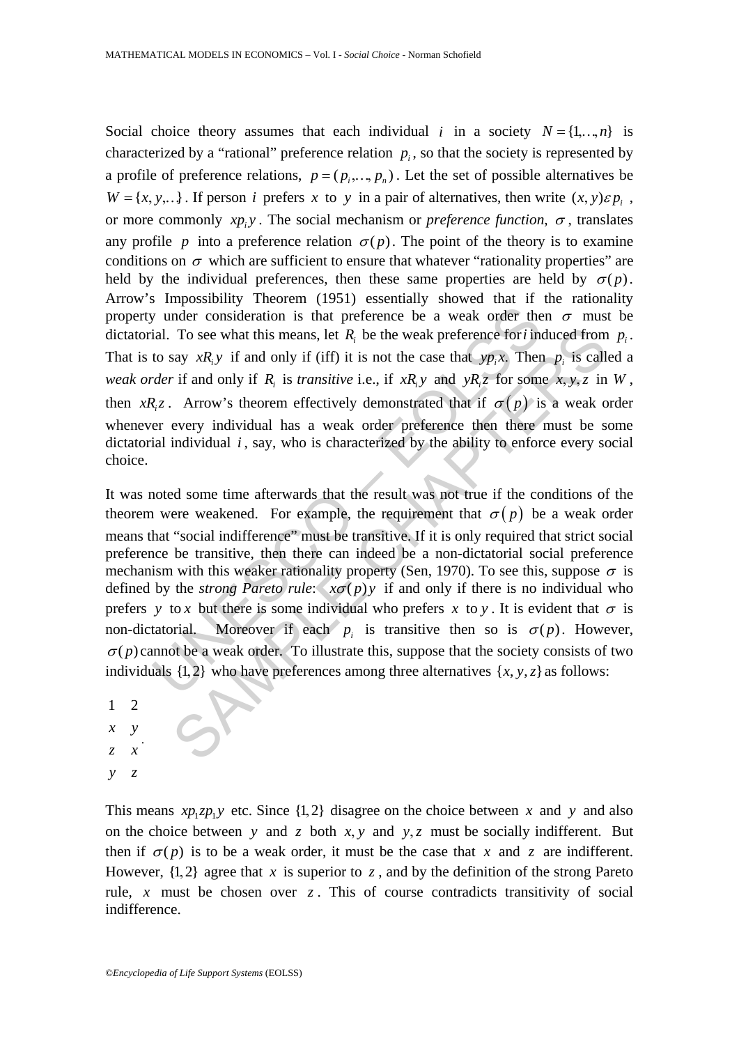Social choice theory assumes that each individual $i$ in a society $N = \{1,\ldots,n\}$ is characterized by a "rational" preference relation $p_i$, so that the society is represented by a profile of preference relations, $p = (p_i,\ldots,p_n)$. Let the set of possible alternatives be $W = \{x, y,\ldots\}$. If person $i$ prefers $x$ to $y$ in a pair of alternatives, then write $(x, y)\varepsilon p_i$, or more commonly $xp_iy$. The social mechanism or *preference function*, $\sigma$, translates any profile $p$ into a preference relation $\sigma(p)$. The point of the theory is to examine conditions on $\sigma$ which are sufficient to ensure that whatever "rationality properties" are held by the individual preferences, then these same properties are held by $\sigma(p)$. Arrow's Impossibility Theorem (1951) essentially showed that if the rationality property under consideration is that preference be a weak order then $\sigma$ must be dictatorial. To see what this means, let $R_i$ be the weak preference for $i$ induced from $p_i$. That is to say $xR_iy$ if and only if (iff) it is not the case that $yp_ix$. Then $p_i$ is called a *weak order* if and only if $R_i$ is *transitive* i.e., if $xR_iy$ and $yR_iz$ for some $x, y, z$ in $W$, then $xR_iz$. Arrow's theorem effectively demonstrated that if $\sigma(p)$ is a weak order whenever every individual has a weak order preference then there must be some dictatorial individual $i$, say, who is characterized by the ability to enforce every social choice.

It was noted some time afterwards that the result was not true if the conditions of the theorem were weakened. For example, the requirement that $\sigma(p)$ be a weak order means that "social indifference" must be transitive. If it is only required that strict social preference be transitive, then there can indeed be a non-dictatorial social preference mechanism with this weaker rationality property (Sen, 1970). To see this, suppose $\sigma$ is defined by the *strong Pareto rule*: $x\sigma(p)y$ if and only if there is no individual who prefers $y$ to $x$ but there is some individual who prefers $x$ to $y$. It is evident that $\sigma$ is non-dictatorial. Moreover if each $p_i$ is transitive then so is $\sigma(p)$. However, $\sigma(p)$ cannot be a weak order. To illustrate this, suppose that the society consists of two individuals $\{1,2\}$ who have preferences among three alternatives $\{x, y, z\}$ as follows:

| 1 | 2 |
|---|---|
| $x$ | $y$ |
| $z$ | $x$ |
| $y$ | $z$ |

This means $xp_1zp_1y$ etc. Since $\{1,2\}$ disagree on the choice between $x$ and $y$ and also on the choice between $y$ and $z$ both $x, y$ and $y, z$ must be socially indifferent. But then if $\sigma(p)$ is to be a weak order, it must be the case that $x$ and $z$ are indifferent. However, $\{1,2\}$ agree that $x$ is superior to $z$, and by the definition of the strong Pareto rule, $x$ must be chosen over $z$. This of course contradicts transitivity of social indifference.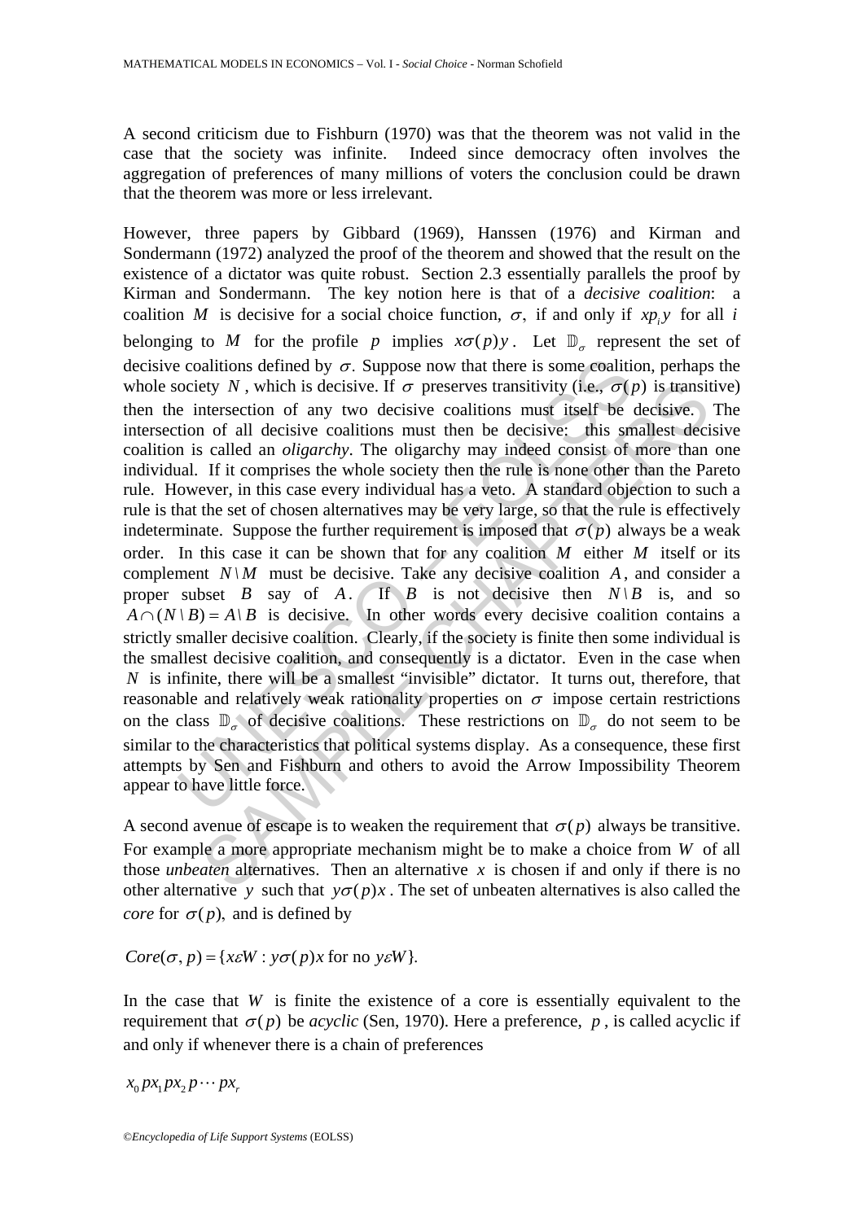A second criticism due to Fishburn (1970) was that the theorem was not valid in the case that the society was infinite. Indeed since democracy often involves the aggregation of preferences of many millions of voters the conclusion could be drawn that the theorem was more or less irrelevant.

However, three papers by Gibbard (1969), Hanssen (1976) and Kirman and Sondermann (1972) analyzed the proof of the theorem and showed that the result on the existence of a dictator was quite robust. Section 2.3 essentially parallels the proof by Kirman and Sondermann. The key notion here is that of a *decisive coalition*: a coalition $M$ is decisive for a social choice function, $\sigma$, if and only if $xp_iy$ for all $i$ belonging to $M$ for the profile $p$ implies $x\sigma(p)y$. Let $\mathbb{D}_\sigma$ represent the set of decisive coalitions defined by $\sigma$. Suppose now that there is some coalition, perhaps the whole society $N$, which is decisive. If $\sigma$ preserves transitivity (i.e., $\sigma(p)$ is transitive) then the intersection of any two decisive coalitions must itself be decisive. The intersection of all decisive coalitions must then be decisive: this smallest decisive coalition is called an *oligarchy*. The oligarchy may indeed consist of more than one individual. If it comprises the whole society then the rule is none other than the Pareto rule. However, in this case every individual has a veto. A standard objection to such a rule is that the set of chosen alternatives may be very large, so that the rule is effectively indeterminate. Suppose the further requirement is imposed that $\sigma(p)$ always be a weak order. In this case it can be shown that for any coalition $M$ either $M$ itself or its complement $N\backslash M$ must be decisive. Take any decisive coalition $A$, and consider a proper subset $B$ say of $A$. If $B$ is not decisive then $N\backslash B$ is, and so $A\cap(N\backslash B)=A\backslash B$ is decisive. In other words every decisive coalition contains a strictly smaller decisive coalition. Clearly, if the society is finite then some individual is the smallest decisive coalition, and consequently is a dictator. Even in the case when $N$ is infinite, there will be a smallest "invisible" dictator. It turns out, therefore, that reasonable and relatively weak rationality properties on $\sigma$ impose certain restrictions on the class $\mathbb{D}_\sigma$ of decisive coalitions. These restrictions on $\mathbb{D}_\sigma$ do not seem to be similar to the characteristics that political systems display. As a consequence, these first attempts by Sen and Fishburn and others to avoid the Arrow Impossibility Theorem appear to have little force.

A second avenue of escape is to weaken the requirement that $\sigma(p)$ always be transitive. For example a more appropriate mechanism might be to make a choice from $W$ of all those *unbeaten* alternatives. Then an alternative $x$ is chosen if and only if there is no other alternative $y$ such that $y\sigma(p)x$. The set of unbeaten alternatives is also called the *core* for $\sigma(p)$, and is defined by

$$Core(\sigma,p)=\{x\varepsilon W : y\sigma(p)x \text{ for no } y\varepsilon W\}.$$

In the case that $W$ is finite the existence of a core is essentially equivalent to the requirement that $\sigma(p)$ be *acyclic* (Sen, 1970). Here a preference, $p$, is called acyclic if and only if whenever there is a chain of preferences

$$x_0px_1px_2p\cdots px_r$$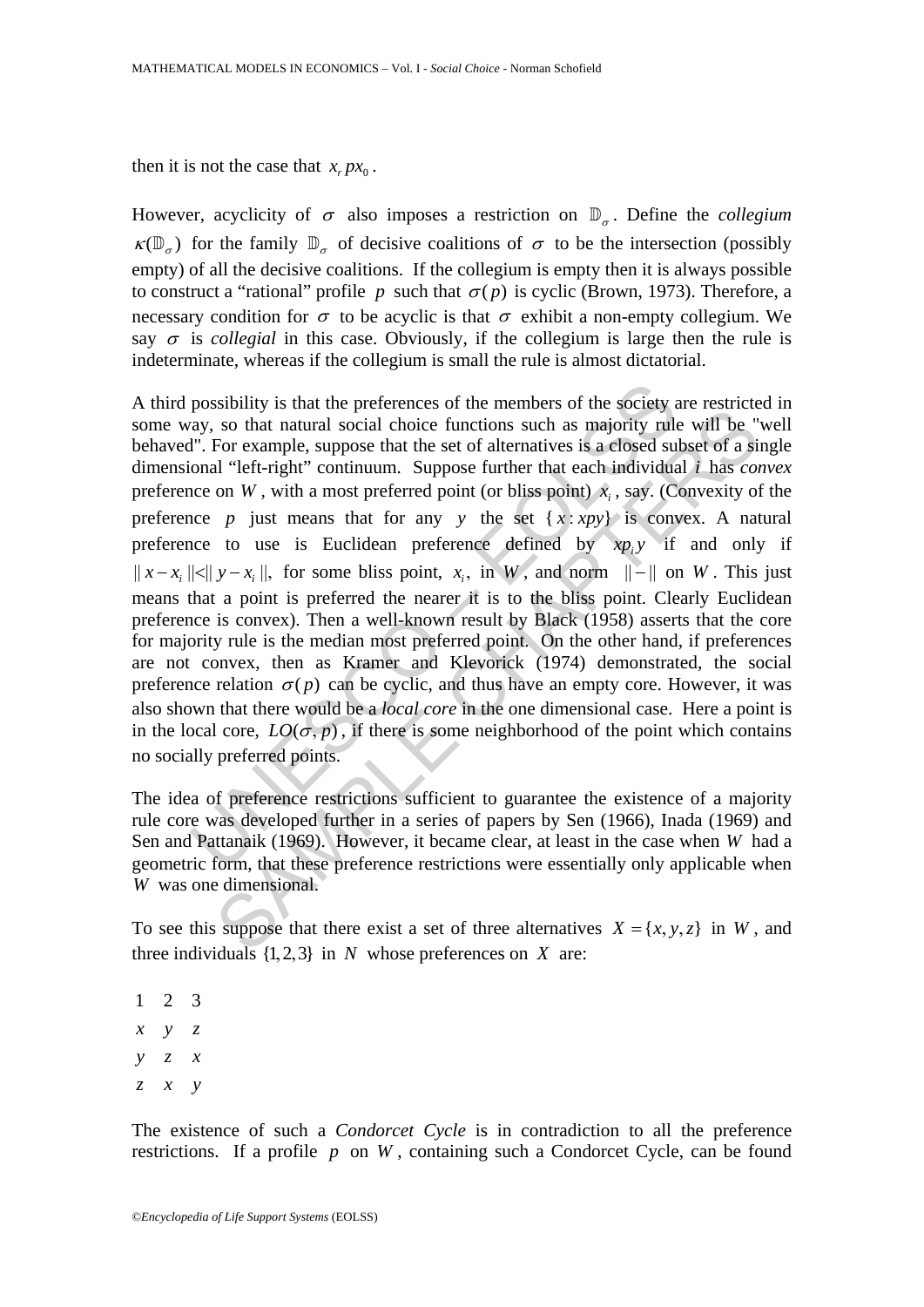then it is not the case that $x_r p x_0$.

However, acyclicity of $\sigma$ also imposes a restriction on $\mathbb{D}_\sigma$. Define the *collegium* $\kappa(\mathbb{D}_\sigma)$ for the family $\mathbb{D}_\sigma$ of decisive coalitions of $\sigma$ to be the intersection (possibly empty) of all the decisive coalitions. If the collegium is empty then it is always possible to construct a "rational" profile $p$ such that $\sigma(p)$ is cyclic (Brown, 1973). Therefore, a necessary condition for $\sigma$ to be acyclic is that $\sigma$ exhibit a non-empty collegium. We say $\sigma$ is *collegial* in this case. Obviously, if the collegium is large then the rule is indeterminate, whereas if the collegium is small the rule is almost dictatorial.

A third possibility is that the preferences of the members of the society are restricted in some way, so that natural social choice functions such as majority rule will be "well behaved". For example, suppose that the set of alternatives is a closed subset of a single dimensional "left-right" continuum. Suppose further that each individual $i$ has *convex* preference on $W$, with a most preferred point (or bliss point) $x_i$, say. (Convexity of the preference $p$ just means that for any $y$ the set $\{x : xpy\}$ is convex. A natural preference to use is Euclidean preference defined by $x p_i y$ if and only if $\| x - x_i \| < \| y - x_i \|$, for some bliss point, $x_i$, in $W$, and norm $\| - \|$ on $W$. This just means that a point is preferred the nearer it is to the bliss point. Clearly Euclidean preference is convex). Then a well-known result by Black (1958) asserts that the core for majority rule is the median most preferred point. On the other hand, if preferences are not convex, then as Kramer and Klevorick (1974) demonstrated, the social preference relation $\sigma(p)$ can be cyclic, and thus have an empty core. However, it was also shown that there would be a *local core* in the one dimensional case. Here a point is in the local core, $LO(\sigma, p)$, if there is some neighborhood of the point which contains no socially preferred points.

The idea of preference restrictions sufficient to guarantee the existence of a majority rule core was developed further in a series of papers by Sen (1966), Inada (1969) and Sen and Pattanaik (1969). However, it became clear, at least in the case when $W$ had a geometric form, that these preference restrictions were essentially only applicable when $W$ was one dimensional.

To see this suppose that there exist a set of three alternatives $X = \{x, y, z\}$ in $W$, and three individuals $\{1, 2, 3\}$ in $N$ whose preferences on $X$ are:

| 1 | 2 | 3 |
|---|---|---|
| $x$ | $y$ | $z$ |
| $y$ | $z$ | $x$ |
| $z$ | $x$ | $y$ |

The existence of such a *Condorcet Cycle* is in contradiction to all the preference restrictions. If a profile $p$ on $W$, containing such a Condorcet Cycle, can be found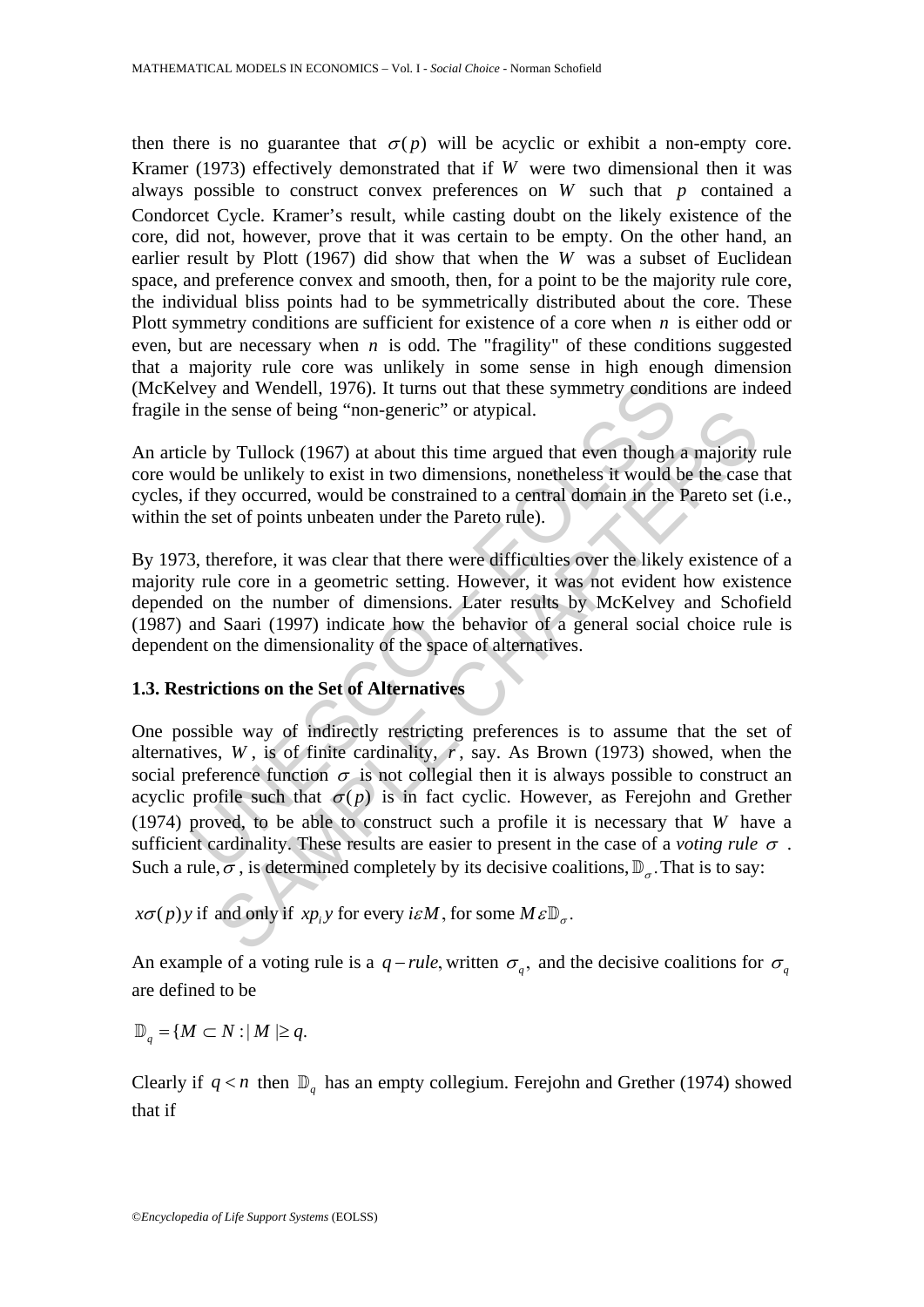then there is no guarantee that $\sigma(p)$ will be acyclic or exhibit a non-empty core. Kramer (1973) effectively demonstrated that if $W$ were two dimensional then it was always possible to construct convex preferences on $W$ such that $p$ contained a Condorcet Cycle. Kramer's result, while casting doubt on the likely existence of the core, did not, however, prove that it was certain to be empty. On the other hand, an earlier result by Plott (1967) did show that when the $W$ was a subset of Euclidean space, and preference convex and smooth, then, for a point to be the majority rule core, the individual bliss points had to be symmetrically distributed about the core. These Plott symmetry conditions are sufficient for existence of a core when $n$ is either odd or even, but are necessary when $n$ is odd. The "fragility" of these conditions suggested that a majority rule core was unlikely in some sense in high enough dimension (McKelvey and Wendell, 1976). It turns out that these symmetry conditions are indeed fragile in the sense of being "non-generic" or atypical.

An article by Tullock (1967) at about this time argued that even though a majority rule core would be unlikely to exist in two dimensions, nonetheless it would be the case that cycles, if they occurred, would be constrained to a central domain in the Pareto set (i.e., within the set of points unbeaten under the Pareto rule).

By 1973, therefore, it was clear that there were difficulties over the likely existence of a majority rule core in a geometric setting. However, it was not evident how existence depended on the number of dimensions. Later results by McKelvey and Schofield (1987) and Saari (1997) indicate how the behavior of a general social choice rule is dependent on the dimensionality of the space of alternatives.

### 1.3. Restrictions on the Set of Alternatives

One possible way of indirectly restricting preferences is to assume that the set of alternatives, $W$, is of finite cardinality, $r$, say. As Brown (1973) showed, when the social preference function $\sigma$ is not collegial then it is always possible to construct an acyclic profile such that $\sigma(p)$ is in fact cyclic. However, as Ferejohn and Grether (1974) proved, to be able to construct such a profile it is necessary that $W$ have a sufficient cardinality. These results are easier to present in the case of a *voting rule* $\sigma$. Such a rule, $\sigma$, is determined completely by its decisive coalitions, $\mathbb{D}_{\sigma}$. That is to say:

$x\sigma(p)y$ if and only if $xp_i y$ for every $i \varepsilon M$, for some $M \varepsilon \mathbb{D}_{\sigma}$.

An example of a voting rule is a $q-rule$, written $\sigma_q$, and the decisive coalitions for $\sigma_q$ are defined to be

$\mathbb{D}_q = \{M \subset N : |M| \geq q.$

Clearly if $q < n$ then $\mathbb{D}_q$ has an empty collegium. Ferejohn and Grether (1974) showed that if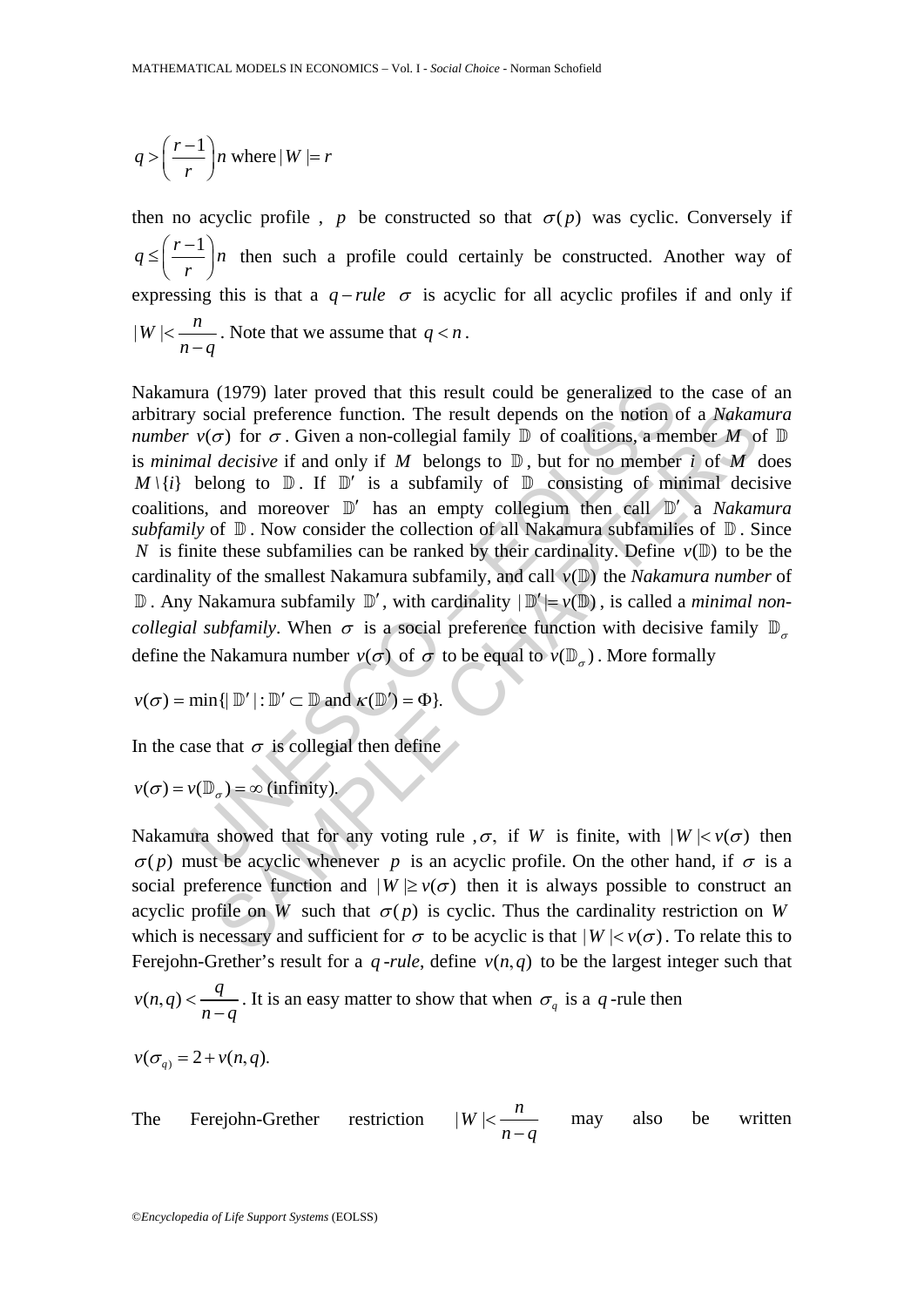$$q > \left(\frac{r-1}{r}\right)n \text{ where } |W| = r$$

then no acyclic profile , $p$ be constructed so that $\sigma(p)$ was cyclic. Conversely if $q \leq \left(\frac{r-1}{r}\right)n$ then such a profile could certainly be constructed. Another way of expressing this is that a $q-rule$ $\sigma$ is acyclic for all acyclic profiles if and only if $|W| < \frac{n}{n-q}$. Note that we assume that $q < n$.

Nakamura (1979) later proved that this result could be generalized to the case of an arbitrary social preference function. The result depends on the notion of a *Nakamura number* $v(\sigma)$ for $\sigma$. Given a non-collegial family $\mathbb{D}$ of coalitions, a member $M$ of $\mathbb{D}$ is *minimal decisive* if and only if $M$ belongs to $\mathbb{D}$, but for no member $i$ of $M$ does $M\setminus\{i\}$ belong to $\mathbb{D}$. If $\mathbb{D}'$ is a subfamily of $\mathbb{D}$ consisting of minimal decisive coalitions, and moreover $\mathbb{D}'$ has an empty collegium then call $\mathbb{D}'$ a *Nakamura subfamily* of $\mathbb{D}$. Now consider the collection of all Nakamura subfamilies of $\mathbb{D}$. Since $N$ is finite these subfamilies can be ranked by their cardinality. Define $v(\mathbb{D})$ to be the cardinality of the smallest Nakamura subfamily, and call $v(\mathbb{D})$ the *Nakamura number* of $\mathbb{D}$. Any Nakamura subfamily $\mathbb{D}'$, with cardinality $|\mathbb{D}'| = v(\mathbb{D})$, is called a *minimal non-collegial subfamily*. When $\sigma$ is a social preference function with decisive family $\mathbb{D}_\sigma$ define the Nakamura number $v(\sigma)$ of $\sigma$ to be equal to $v(\mathbb{D}_\sigma)$. More formally

$$v(\sigma) = \min\{|\mathbb{D}'| : \mathbb{D}' \subset \mathbb{D} \text{ and } \kappa(\mathbb{D}') = \Phi\}.$$

In the case that $\sigma$ is collegial then define

$$v(\sigma) = v(\mathbb{D}_\sigma) = \infty \text{ (infinity)}.$$

Nakamura showed that for any voting rule , $\sigma$, if $W$ is finite, with $|W| < v(\sigma)$ then $\sigma(p)$ must be acyclic whenever $p$ is an acyclic profile. On the other hand, if $\sigma$ is a social preference function and $|W| \geq v(\sigma)$ then it is always possible to construct an acyclic profile on $W$ such that $\sigma(p)$ is cyclic. Thus the cardinality restriction on $W$ which is necessary and sufficient for $\sigma$ to be acyclic is that $|W| < v(\sigma)$. To relate this to Ferejohn-Grether's result for a $q$-*rule*, define $v(n,q)$ to be the largest integer such that $v(n,q) < \frac{q}{n-q}$. It is an easy matter to show that when $\sigma_q$ is a $q$-rule then

$$v(\sigma_q) = 2 + v(n,q).$$

The Ferejohn-Grether restriction $|W| < \frac{n}{n-q}$ may also be written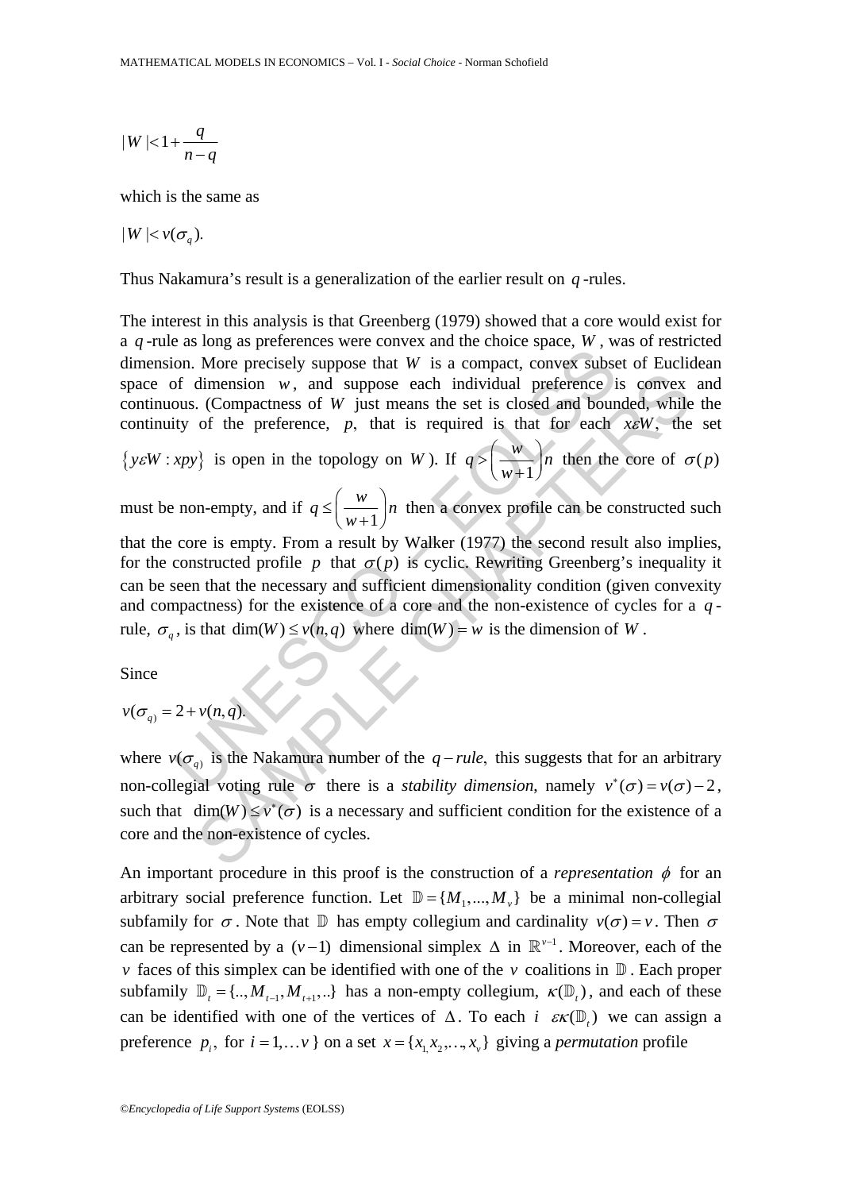$$|W| < 1 + \frac{q}{n-q}$$

which is the same as

$$|W| < v(\sigma_q).$$

Thus Nakamura's result is a generalization of the earlier result on $q$-rules.

The interest in this analysis is that Greenberg (1979) showed that a core would exist for a $q$-rule as long as preferences were convex and the choice space, $W$, was of restricted dimension. More precisely suppose that $W$ is a compact, convex subset of Euclidean space of dimension $w$, and suppose each individual preference is convex and continuous. (Compactness of $W$ just means the set is closed and bounded, while the continuity of the preference, $p$, that is required is that for each $x \varepsilon W$, the set $\{y \varepsilon W : xpy\}$ is open in the topology on $W$). If $q > \left(\frac{w}{w+1}\right)n$ then the core of $\sigma(p)$ must be non-empty, and if $q \leq \left(\frac{w}{w+1}\right)n$ then a convex profile can be constructed such that the core is empty. From a result by Walker (1977) the second result also implies, for the constructed profile $p$ that $\sigma(p)$ is cyclic. Rewriting Greenberg's inequality it can be seen that the necessary and sufficient dimensionality condition (given convexity and compactness) for the existence of a core and the non-existence of cycles for a $q$-rule, $\sigma_q$, is that $\dim(W) \leq v(n,q)$ where $\dim(W) = w$ is the dimension of $W$.

Since

$$v(\sigma_q) = 2 + v(n,q).$$

where $v(\sigma_q)$ is the Nakamura number of the $q-rule$, this suggests that for an arbitrary non-collegial voting rule $\sigma$ there is a *stability dimension*, namely $v^*(\sigma) = v(\sigma) - 2$, such that $\dim(W) \leq v^*(\sigma)$ is a necessary and sufficient condition for the existence of a core and the non-existence of cycles.

An important procedure in this proof is the construction of a *representation* $\phi$ for an arbitrary social preference function. Let $\mathbb{D} = \{M_1, ..., M_v\}$ be a minimal non-collegial subfamily for $\sigma$. Note that $\mathbb{D}$ has empty collegium and cardinality $v(\sigma) = v$. Then $\sigma$ can be represented by a $(v-1)$ dimensional simplex $\Delta$ in $\mathbb{R}^{v-1}$. Moreover, each of the $v$ faces of this simplex can be identified with one of the $v$ coalitions in $\mathbb{D}$. Each proper subfamily $\mathbb{D}_t = \{.., M_{t-1}, M_{t+1}, ..\}$ has a non-empty collegium, $\kappa(\mathbb{D}_t)$, and each of these can be identified with one of the vertices of $\Delta$. To each $i \ \varepsilon \kappa(\mathbb{D}_t)$ we can assign a preference $p_i$, for $i = 1, \ldots v$ } on a set $x = \{x_1, x_2, \ldots, x_v\}$ giving a *permutation* profile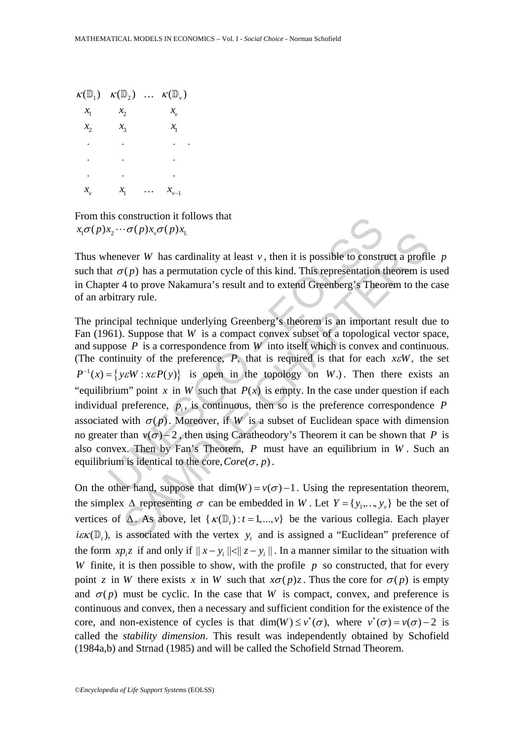$$
\begin{array}{cccc}
\kappa(\mathbb{D}_1) & \kappa(\mathbb{D}_2) & \ldots & \kappa(\mathbb{D}_v) \\
x_1 & x_2 & & x_v \\
x_2 & x_3 & & x_1 \\
\cdot & \cdot & & \cdot \\
\cdot & \cdot & & \cdot \\
\cdot & \cdot & & \cdot \\
x_v & x_1 & \ldots & x_{v-1}
\end{array}
$$

From this construction it follows that
$x_1\sigma(p)x_2\cdots\sigma(p)x_v\sigma(p)x_1.$

Thus whenever $W$ has cardinality at least $v$, then it is possible to construct a profile $p$ such that $\sigma(p)$ has a permutation cycle of this kind. This representation theorem is used in Chapter 4 to prove Nakamura's result and to extend Greenberg's Theorem to the case of an arbitrary rule.

The principal technique underlying Greenberg's theorem is an important result due to Fan (1961). Suppose that $W$ is a compact convex subset of a topological vector space, and suppose $P$ is a correspondence from $W$ into itself which is convex and continuous. (The continuity of the preference, $P$, that is required is that for each $x \varepsilon W$, the set $P^{-1}(x) = \{y \varepsilon W : x \varepsilon P(y)\}$ is open in the topology on $W$.). Then there exists an "equilibrium" point $x$ in $W$ such that $P(x)$ is empty. In the case under question if each individual preference, $p_i$, is continuous, then so is the preference correspondence $P$ associated with $\sigma(p)$. Moreover, if $W$ is a subset of Euclidean space with dimension no greater than $v(\sigma)-2$, then using Caratheodory's Theorem it can be shown that $P$ is also convex. Then by Fan's Theorem, $P$ must have an equilibrium in $W$. Such an equilibrium is identical to the core, $Core(\sigma, p)$.

On the other hand, suppose that $\dim(W) = v(\sigma)-1$. Using the representation theorem, the simplex $\Delta$ representing $\sigma$ can be embedded in $W$. Let $Y = \{y_1, \ldots, y_v\}$ be the set of vertices of $\Delta$. As above, let $\{\kappa(\mathbb{D}_t) : t = 1, ..., v\}$ be the various collegia. Each player $i \varepsilon \kappa(\mathbb{D}_t)$, is associated with the vertex $y_t$ and is assigned a "Euclidean" preference of the form $x p_i z$ if and only if $\| x - y_i \| < \| z - y_i \|$. In a manner similar to the situation with $W$ finite, it is then possible to show, with the profile $p$ so constructed, that for every point $z$ in $W$ there exists $x$ in $W$ such that $x\sigma(p)z$. Thus the core for $\sigma(p)$ is empty and $\sigma(p)$ must be cyclic. In the case that $W$ is compact, convex, and preference is continuous and convex, then a necessary and sufficient condition for the existence of the core, and non-existence of cycles is that $\dim(W) \leq v^*(\sigma)$, where $v^*(\sigma) = v(\sigma)-2$ is called the *stability dimension*. This result was independently obtained by Schofield (1984a,b) and Strnad (1985) and will be called the Schofield Strnad Theorem.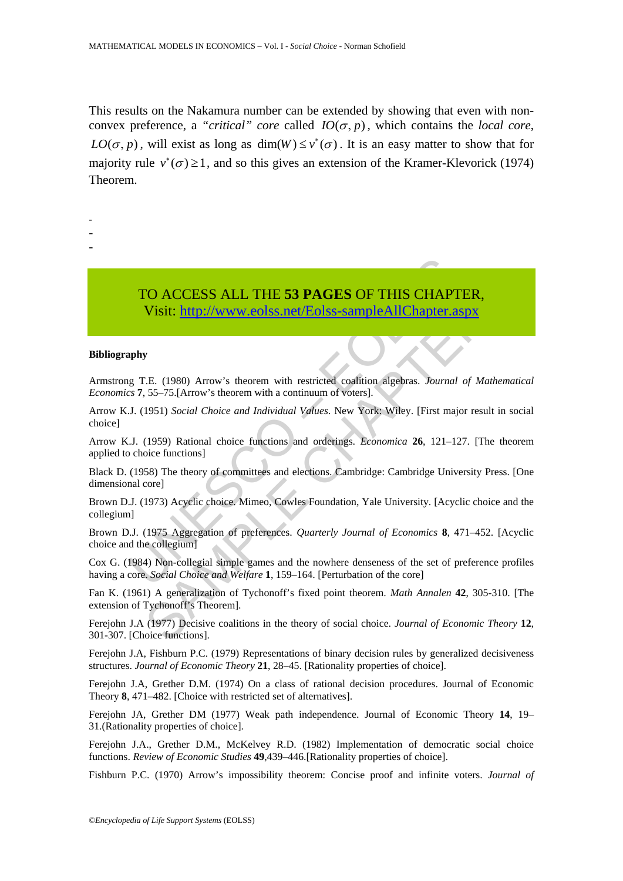This results on the Nakamura number can be extended by showing that even with non-convex preference, a *"critical" core* called $IO(\sigma, p)$, which contains the *local core*, $LO(\sigma, p)$, will exist as long as $\dim(W) \leq v^*(\sigma)$. It is an easy matter to show that for majority rule $v^*(\sigma) \geq 1$, and so this gives an extension of the Kramer-Klevorick (1974) Theorem.

-
-
-

TO ACCESS ALL THE **53 PAGES** OF THIS CHAPTER,
Visit: http://www.eolss.net/Eolss-sampleAllChapter.aspx

**Bibliography**

Armstrong T.E. (1980) Arrow's theorem with restricted coalition algebras. *Journal of Mathematical Economics* **7**, 55–75.[Arrow's theorem with a continuum of voters].

Arrow K.J. (1951) *Social Choice and Individual Values*. New York: Wiley. [First major result in social choice]

Arrow K.J. (1959) Rational choice functions and orderings. *Economica* **26**, 121–127. [The theorem applied to choice functions]

Black D. (1958) The theory of committees and elections. Cambridge: Cambridge University Press. [One dimensional core]

Brown D.J. (1973) Acyclic choice. Mimeo, Cowles Foundation, Yale University. [Acyclic choice and the collegium]

Brown D.J. (1975 Aggregation of preferences. *Quarterly Journal of Economics* **8**, 471–452. [Acyclic choice and the collegium]

Cox G. (1984) Non-collegial simple games and the nowhere denseness of the set of preference profiles having a core. *Social Choice and Welfare* **1**, 159–164. [Perturbation of the core]

Fan K. (1961) A generalization of Tychonoff's fixed point theorem. *Math Annalen* **42**, 305-310. [The extension of Tychonoff's Theorem].

Ferejohn J.A (1977) Decisive coalitions in the theory of social choice. *Journal of Economic Theory* **12**, 301-307. [Choice functions].

Ferejohn J.A, Fishburn P.C. (1979) Representations of binary decision rules by generalized decisiveness structures. *Journal of Economic Theory* **21**, 28–45. [Rationality properties of choice].

Ferejohn J.A, Grether D.M. (1974) On a class of rational decision procedures. Journal of Economic Theory **8**, 471–482. [Choice with restricted set of alternatives].

Ferejohn JA, Grether DM (1977) Weak path independence. Journal of Economic Theory **14**, 19–31.(Rationality properties of choice].

Ferejohn J.A., Grether D.M., McKelvey R.D. (1982) Implementation of democratic social choice functions. *Review of Economic Studies* **49**,439–446.[Rationality properties of choice].

Fishburn P.C. (1970) Arrow's impossibility theorem: Concise proof and infinite voters. *Journal of*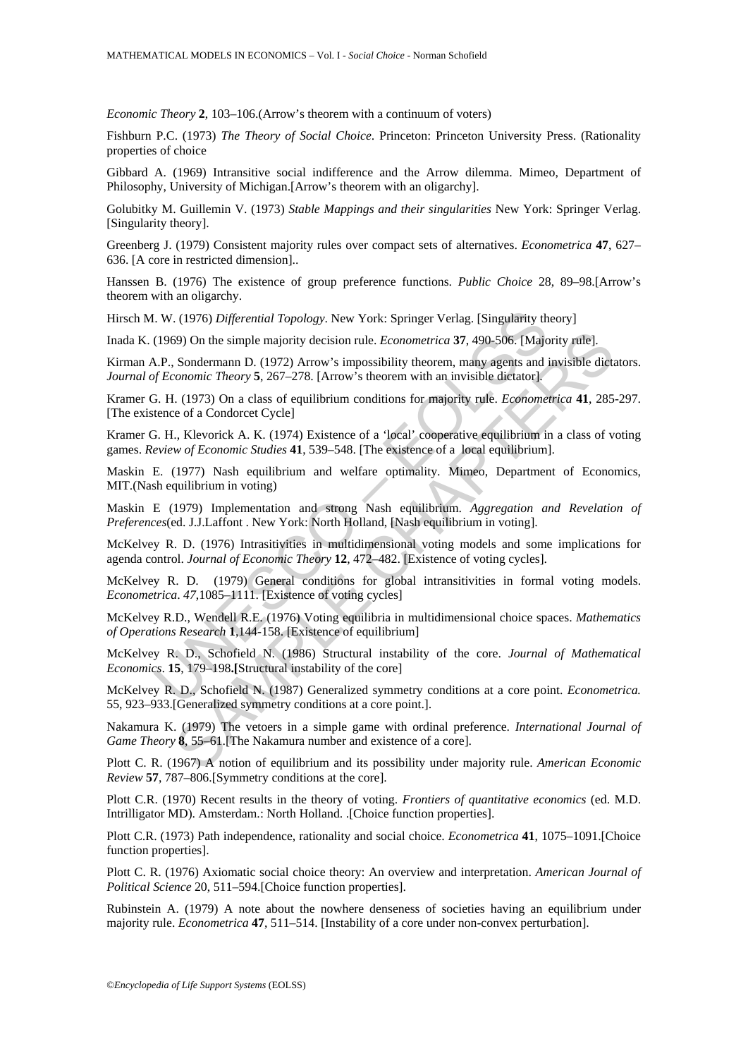*Economic Theory* **2**, 103–106.(Arrow's theorem with a continuum of voters)

Fishburn P.C. (1973) *The Theory of Social Choice*. Princeton: Princeton University Press. (Rationality properties of choice

Gibbard A. (1969) Intransitive social indifference and the Arrow dilemma. Mimeo, Department of Philosophy, University of Michigan.[Arrow's theorem with an oligarchy].

Golubitky M. Guillemin V. (1973) *Stable Mappings and their singularities* New York: Springer Verlag. [Singularity theory].

Greenberg J. (1979) Consistent majority rules over compact sets of alternatives. *Econometrica* **47**, 627–636. [A core in restricted dimension]..

Hanssen B. (1976) The existence of group preference functions. *Public Choice* 28, 89–98.[Arrow's theorem with an oligarchy.

Hirsch M. W. (1976) *Differential Topology*. New York: Springer Verlag. [Singularity theory]

Inada K. (1969) On the simple majority decision rule. *Econometrica* **37**, 490-506. [Majority rule].

Kirman A.P., Sondermann D. (1972) Arrow's impossibility theorem, many agents and invisible dictators. *Journal of Economic Theory* **5**, 267–278. [Arrow's theorem with an invisible dictator].

Kramer G. H. (1973) On a class of equilibrium conditions for majority rule. *Econometrica* **41**, 285-297. [The existence of a Condorcet Cycle]

Kramer G. H., Klevorick A. K. (1974) Existence of a 'local' cooperative equilibrium in a class of voting games. *Review of Economic Studies* **41**, 539–548. [The existence of a local equilibrium].

Maskin E. (1977) Nash equilibrium and welfare optimality. Mimeo, Department of Economics, MIT.(Nash equilibrium in voting)

Maskin E (1979) Implementation and strong Nash equilibrium. *Aggregation and Revelation of Preferences*(ed. J.J.Laffont . New York: North Holland, [Nash equilibrium in voting].

McKelvey R. D. (1976) Intrasitivities in multidimensional voting models and some implications for agenda control. *Journal of Economic Theory* **12**, 472–482. [Existence of voting cycles].

McKelvey R. D. (1979) General conditions for global intransitivities in formal voting models. *Econometrica*. *47*,1085–1111. [Existence of voting cycles]

McKelvey R.D., Wendell R.E. (1976) Voting equilibria in multidimensional choice spaces. *Mathematics of Operations Research* **1**,144-158. [Existence of equilibrium]

McKelvey R. D., Schofield N. (1986) Structural instability of the core. *Journal of Mathematical Economics*. **15**, 179–198.**[**Structural instability of the core]

McKelvey R. D., Schofield N. (1987) Generalized symmetry conditions at a core point. *Econometrica.* 55, 923–933.[Generalized symmetry conditions at a core point.].

Nakamura K. (1979) The vetoers in a simple game with ordinal preference. *International Journal of Game Theory* **8**, 55–61.[The Nakamura number and existence of a core].

Plott C. R. (1967) A notion of equilibrium and its possibility under majority rule. *American Economic Review* **57**, 787–806.[Symmetry conditions at the core].

Plott C.R. (1970) Recent results in the theory of voting. *Frontiers of quantitative economics* (ed. M.D. Intrilligator MD). Amsterdam.: North Holland. .[Choice function properties].

Plott C.R. (1973) Path independence, rationality and social choice. *Econometrica* **41**, 1075–1091.[Choice function properties].

Plott C. R. (1976) Axiomatic social choice theory: An overview and interpretation. *American Journal of Political Science* 20, 511–594.[Choice function properties].

Rubinstein A. (1979) A note about the nowhere denseness of societies having an equilibrium under majority rule. *Econometrica* **47**, 511–514. [Instability of a core under non-convex perturbation].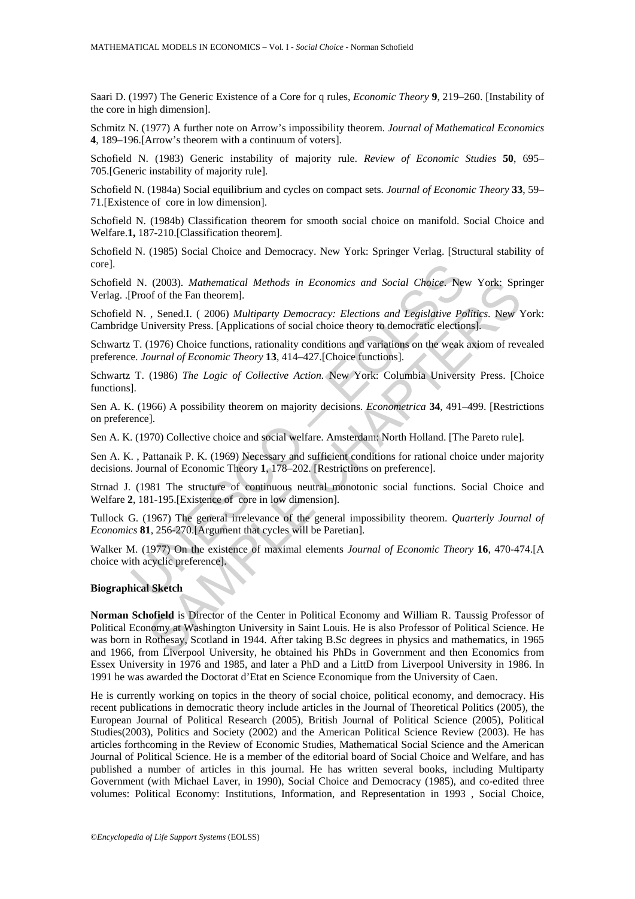Saari D. (1997) The Generic Existence of a Core for q rules, *Economic Theory* **9**, 219–260. [Instability of the core in high dimension].

Schmitz N. (1977) A further note on Arrow's impossibility theorem. *Journal of Mathematical Economics* **4**, 189–196.[Arrow's theorem with a continuum of voters].

Schofield N. (1983) Generic instability of majority rule. *Review of Economic Studies* **50**, 695–705.[Generic instability of majority rule].

Schofield N. (1984a) Social equilibrium and cycles on compact sets. *Journal of Economic Theory* **33**, 59–71.[Existence of core in low dimension].

Schofield N. (1984b) Classification theorem for smooth social choice on manifold. Social Choice and Welfare.**1,** 187-210.[Classification theorem].

Schofield N. (1985) Social Choice and Democracy. New York: Springer Verlag. [Structural stability of core].

Schofield N. (2003). *Mathematical Methods in Economics and Social Choice*. New York: Springer Verlag. .[Proof of the Fan theorem].

Schofield N. , Sened.I. ( 2006) *Multiparty Democracy: Elections and Legislative Politics*. New York: Cambridge University Press. [Applications of social choice theory to democratic elections].

Schwartz T. (1976) Choice functions, rationality conditions and variations on the weak axiom of revealed preference. *Journal of Economic Theory* **13**, 414–427.[Choice functions].

Schwartz T. (1986) *The Logic of Collective Action*. New York: Columbia University Press. [Choice functions].

Sen A. K. (1966) A possibility theorem on majority decisions. *Econometrica* **34**, 491–499. [Restrictions on preference].

Sen A. K. (1970) Collective choice and social welfare. Amsterdam: North Holland. [The Pareto rule].

Sen A. K. , Pattanaik P. K. (1969) Necessary and sufficient conditions for rational choice under majority decisions. Journal of Economic Theory **1**, 178–202. [Restrictions on preference].

Strnad J. (1981 The structure of continuous neutral monotonic social functions. Social Choice and Welfare **2**, 181-195.[Existence of core in low dimension].

Tullock G. (1967) The general irrelevance of the general impossibility theorem. *Quarterly Journal of Economics* **81**, 256-270.[Argument that cycles will be Paretian].

Walker M. (1977) On the existence of maximal elements *Journal of Economic Theory* **16**, 470-474.[A choice with acyclic preference].

**Biographical Sketch**

**Norman Schofield** is Director of the Center in Political Economy and William R. Taussig Professor of Political Economy at Washington University in Saint Louis. He is also Professor of Political Science. He was born in Rothesay, Scotland in 1944. After taking B.Sc degrees in physics and mathematics, in 1965 and 1966, from Liverpool University, he obtained his PhDs in Government and then Economics from Essex University in 1976 and 1985, and later a PhD and a LittD from Liverpool University in 1986. In 1991 he was awarded the Doctorat d'Etat en Science Economique from the University of Caen.

He is currently working on topics in the theory of social choice, political economy, and democracy. His recent publications in democratic theory include articles in the Journal of Theoretical Politics (2005), the European Journal of Political Research (2005), British Journal of Political Science (2005), Political Studies(2003), Politics and Society (2002) and the American Political Science Review (2003). He has articles forthcoming in the Review of Economic Studies, Mathematical Social Science and the American Journal of Political Science. He is a member of the editorial board of Social Choice and Welfare, and has published a number of articles in this journal. He has written several books, including Multiparty Government (with Michael Laver, in 1990), Social Choice and Democracy (1985), and co-edited three volumes: Political Economy: Institutions, Information, and Representation in 1993 , Social Choice,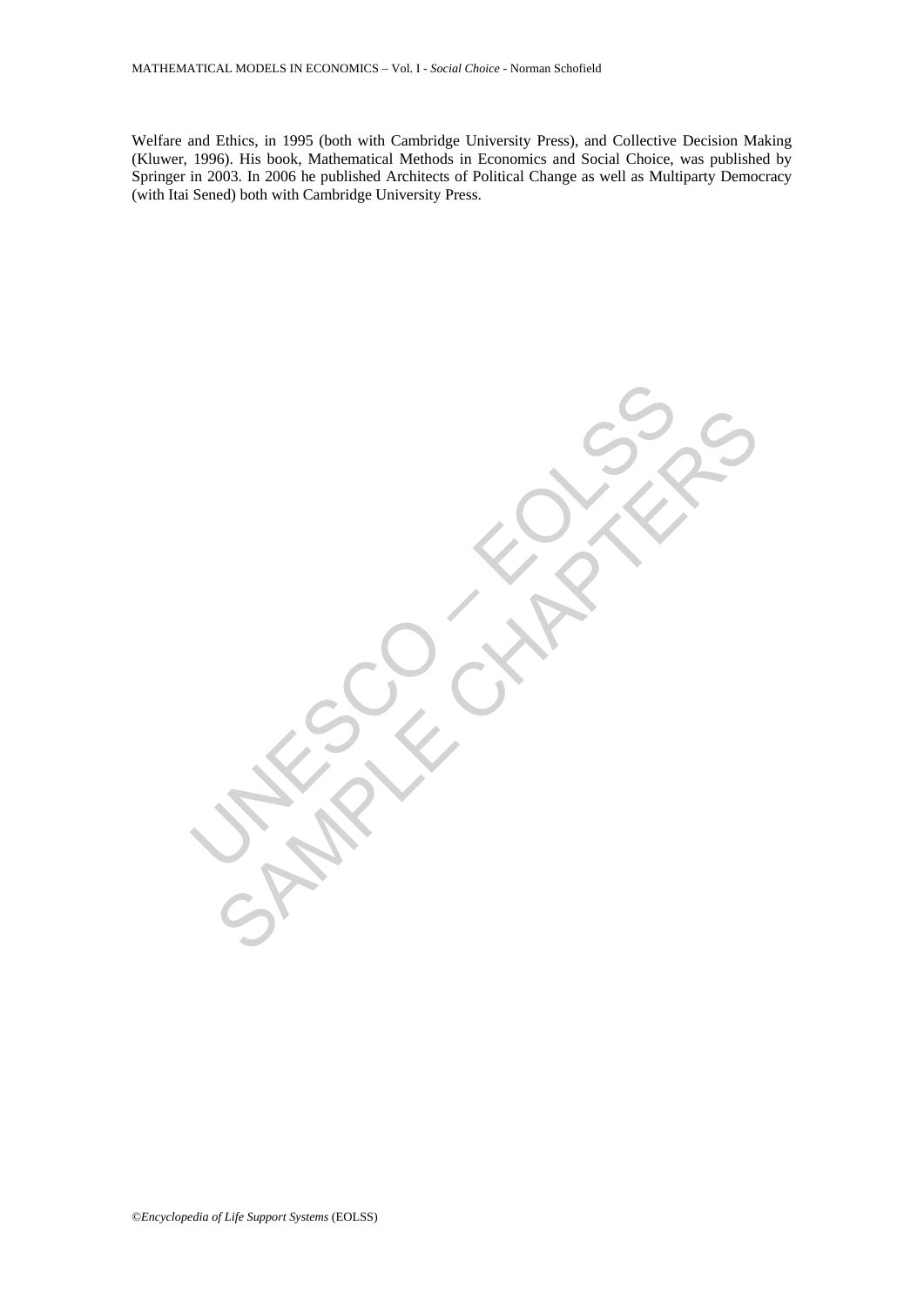Welfare and Ethics, in 1995 (both with Cambridge University Press), and Collective Decision Making (Kluwer, 1996). His book, Mathematical Methods in Economics and Social Choice, was published by Springer in 2003. In 2006 he published Architects of Political Change as well as Multiparty Democracy (with Itai Sened) both with Cambridge University Press.